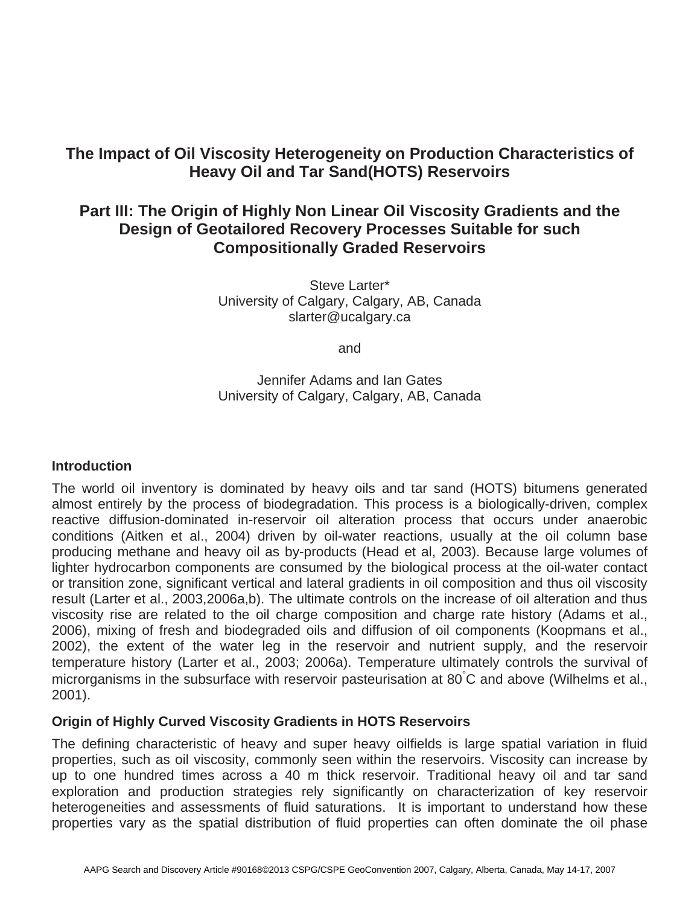# The Impact of Oil Viscosity Heterogeneity on Production Characteristics of Heavy Oil and Tar Sand(HOTS) Reservoirs

## Part III: The Origin of Highly Non Linear Oil Viscosity Gradients and the Design of Geotailored Recovery Processes Suitable for such Compositionally Graded Reservoirs

Steve Larter*
University of Calgary, Calgary, AB, Canada
slarter@ucalgary.ca

and

Jennifer Adams and Ian Gates
University of Calgary, Calgary, AB, Canada

### Introduction

The world oil inventory is dominated by heavy oils and tar sand (HOTS) bitumens generated almost entirely by the process of biodegradation. This process is a biologically-driven, complex reactive diffusion-dominated in-reservoir oil alteration process that occurs under anaerobic conditions (Aitken et al., 2004) driven by oil-water reactions, usually at the oil column base producing methane and heavy oil as by-products (Head et al, 2003). Because large volumes of lighter hydrocarbon components are consumed by the biological process at the oil-water contact or transition zone, significant vertical and lateral gradients in oil composition and thus oil viscosity result (Larter et al., 2003,2006a,b). The ultimate controls on the increase of oil alteration and thus viscosity rise are related to the oil charge composition and charge rate history (Adams et al., 2006), mixing of fresh and biodegraded oils and diffusion of oil components (Koopmans et al., 2002), the extent of the water leg in the reservoir and nutrient supply, and the reservoir temperature history (Larter et al., 2003; 2006a). Temperature ultimately controls the survival of microorganisms in the subsurface with reservoir pasteurisation at 80°C and above (Wilhelms et al., 2001).

### Origin of Highly Curved Viscosity Gradients in HOTS Reservoirs

The defining characteristic of heavy and super heavy oilfields is large spatial variation in fluid properties, such as oil viscosity, commonly seen within the reservoirs. Viscosity can increase by up to one hundred times across a 40 m thick reservoir. Traditional heavy oil and tar sand exploration and production strategies rely significantly on characterization of key reservoir heterogeneities and assessments of fluid saturations. It is important to understand how these properties vary as the spatial distribution of fluid properties can often dominate the oil phase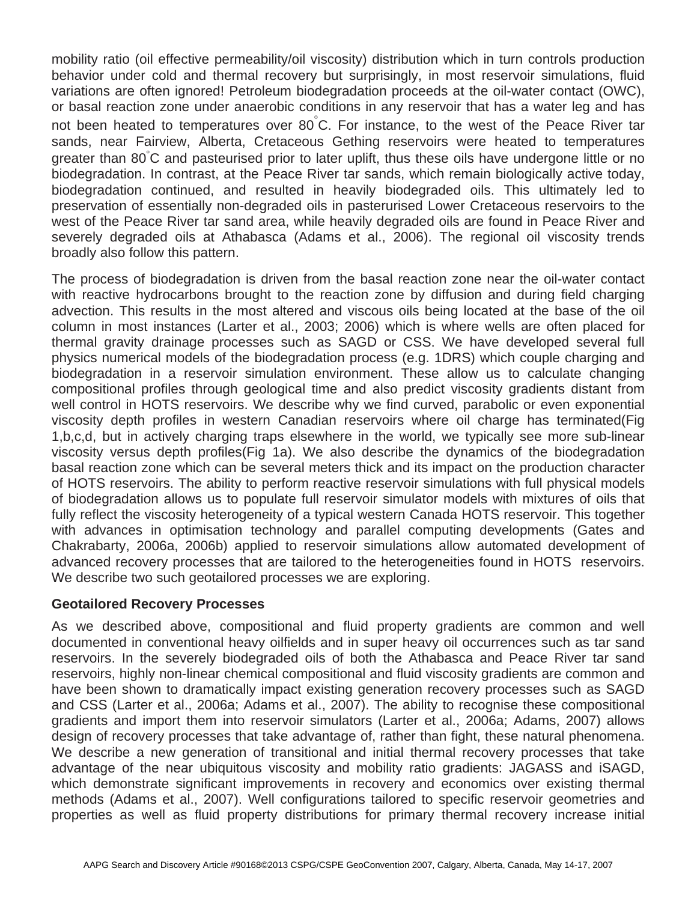mobility ratio (oil effective permeability/oil viscosity) distribution which in turn controls production behavior under cold and thermal recovery but surprisingly, in most reservoir simulations, fluid variations are often ignored! Petroleum biodegradation proceeds at the oil-water contact (OWC), or basal reaction zone under anaerobic conditions in any reservoir that has a water leg and has not been heated to temperatures over 80°C. For instance, to the west of the Peace River tar sands, near Fairview, Alberta, Cretaceous Gething reservoirs were heated to temperatures greater than 80°C and pasteurised prior to later uplift, thus these oils have undergone little or no biodegradation. In contrast, at the Peace River tar sands, which remain biologically active today, biodegradation continued, and resulted in heavily biodegraded oils. This ultimately led to preservation of essentially non-degraded oils in pasterurised Lower Cretaceous reservoirs to the west of the Peace River tar sand area, while heavily degraded oils are found in Peace River and severely degraded oils at Athabasca (Adams et al., 2006). The regional oil viscosity trends broadly also follow this pattern.

The process of biodegradation is driven from the basal reaction zone near the oil-water contact with reactive hydrocarbons brought to the reaction zone by diffusion and during field charging advection. This results in the most altered and viscous oils being located at the base of the oil column in most instances (Larter et al., 2003; 2006) which is where wells are often placed for thermal gravity drainage processes such as SAGD or CSS. We have developed several full physics numerical models of the biodegradation process (e.g. 1DRS) which couple charging and biodegradation in a reservoir simulation environment. These allow us to calculate changing compositional profiles through geological time and also predict viscosity gradients distant from well control in HOTS reservoirs. We describe why we find curved, parabolic or even exponential viscosity depth profiles in western Canadian reservoirs where oil charge has terminated(Fig 1,b,c,d, but in actively charging traps elsewhere in the world, we typically see more sub-linear viscosity versus depth profiles(Fig 1a). We also describe the dynamics of the biodegradation basal reaction zone which can be several meters thick and its impact on the production character of HOTS reservoirs. The ability to perform reactive reservoir simulations with full physical models of biodegradation allows us to populate full reservoir simulator models with mixtures of oils that fully reflect the viscosity heterogeneity of a typical western Canada HOTS reservoir. This together with advances in optimisation technology and parallel computing developments (Gates and Chakrabarty, 2006a, 2006b) applied to reservoir simulations allow automated development of advanced recovery processes that are tailored to the heterogeneities found in HOTS reservoirs. We describe two such geotailored processes we are exploring.

## Geotailored Recovery Processes

As we described above, compositional and fluid property gradients are common and well documented in conventional heavy oilfields and in super heavy oil occurrences such as tar sand reservoirs. In the severely biodegraded oils of both the Athabasca and Peace River tar sand reservoirs, highly non-linear chemical compositional and fluid viscosity gradients are common and have been shown to dramatically impact existing generation recovery processes such as SAGD and CSS (Larter et al., 2006a; Adams et al., 2007). The ability to recognise these compositional gradients and import them into reservoir simulators (Larter et al., 2006a; Adams, 2007) allows design of recovery processes that take advantage of, rather than fight, these natural phenomena. We describe a new generation of transitional and initial thermal recovery processes that take advantage of the near ubiquitous viscosity and mobility ratio gradients: JAGASS and iSAGD, which demonstrate significant improvements in recovery and economics over existing thermal methods (Adams et al., 2007). Well configurations tailored to specific reservoir geometries and properties as well as fluid property distributions for primary thermal recovery increase initial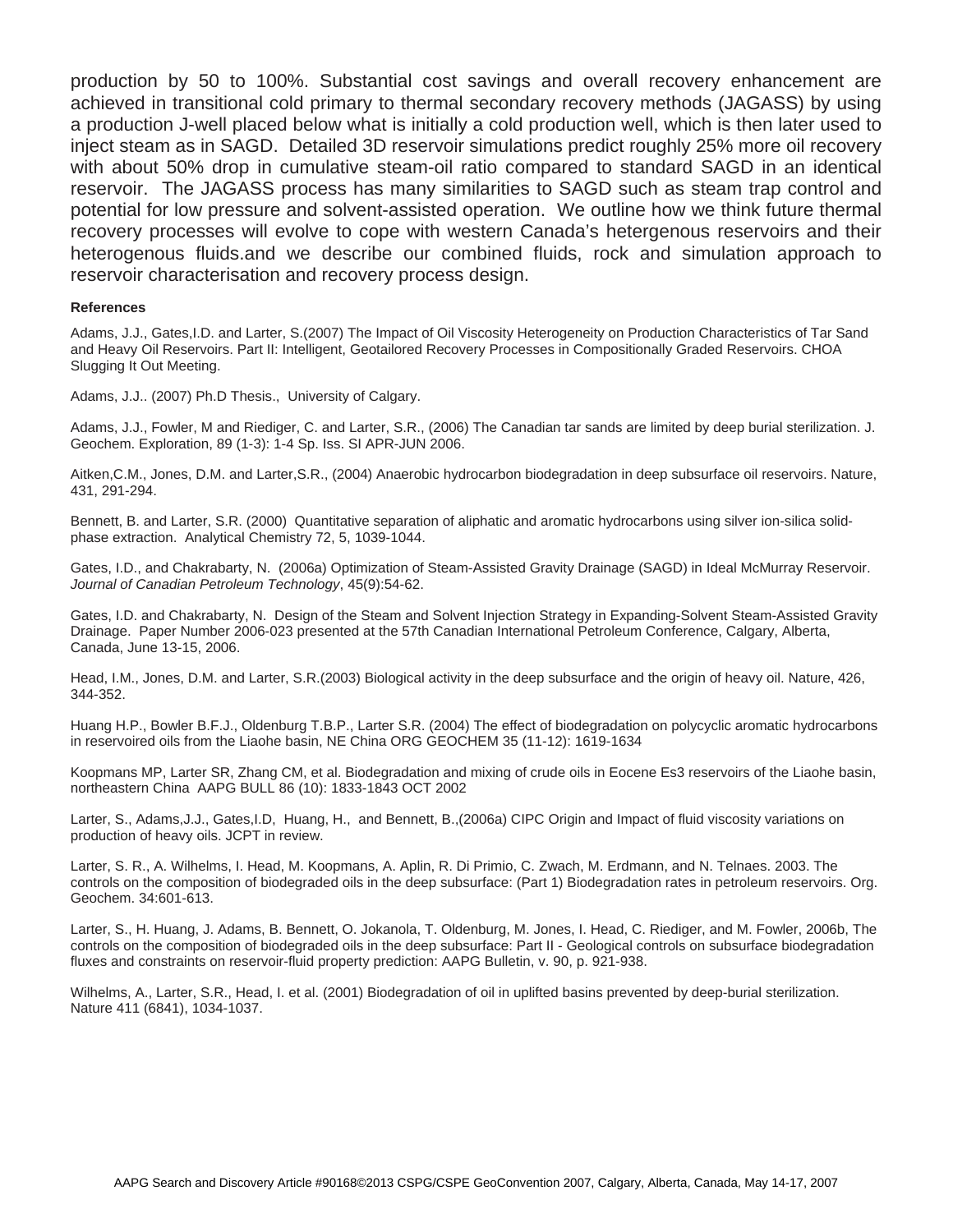production by 50 to 100%. Substantial cost savings and overall recovery enhancement are achieved in transitional cold primary to thermal secondary recovery methods (JAGASS) by using a production J-well placed below what is initially a cold production well, which is then later used to inject steam as in SAGD. Detailed 3D reservoir simulations predict roughly 25% more oil recovery with about 50% drop in cumulative steam-oil ratio compared to standard SAGD in an identical reservoir. The JAGASS process has many similarities to SAGD such as steam trap control and potential for low pressure and solvent-assisted operation. We outline how we think future thermal recovery processes will evolve to cope with western Canada's hetergenous reservoirs and their heterogenous fluids.and we describe our combined fluids, rock and simulation approach to reservoir characterisation and recovery process design.

**References**

Adams, J.J., Gates,I.D. and Larter, S.(2007) The Impact of Oil Viscosity Heterogeneity on Production Characteristics of Tar Sand and Heavy Oil Reservoirs. Part II: Intelligent, Geotailored Recovery Processes in Compositionally Graded Reservoirs. CHOA Slugging It Out Meeting.

Adams, J.J.. (2007) Ph.D Thesis., University of Calgary.

Adams, J.J., Fowler, M and Riediger, C. and Larter, S.R., (2006) The Canadian tar sands are limited by deep burial sterilization. J. Geochem. Exploration, 89 (1-3): 1-4 Sp. Iss. SI APR-JUN 2006.

Aitken,C.M., Jones, D.M. and Larter,S.R., (2004) Anaerobic hydrocarbon biodegradation in deep subsurface oil reservoirs. Nature, 431, 291-294.

Bennett, B. and Larter, S.R. (2000) Quantitative separation of aliphatic and aromatic hydrocarbons using silver ion-silica solid-phase extraction. Analytical Chemistry 72, 5, 1039-1044.

Gates, I.D., and Chakrabarty, N. (2006a) Optimization of Steam-Assisted Gravity Drainage (SAGD) in Ideal McMurray Reservoir. *Journal of Canadian Petroleum Technology*, 45(9):54-62.

Gates, I.D. and Chakrabarty, N. Design of the Steam and Solvent Injection Strategy in Expanding-Solvent Steam-Assisted Gravity Drainage. Paper Number 2006-023 presented at the 57th Canadian International Petroleum Conference, Calgary, Alberta, Canada, June 13-15, 2006.

Head, I.M., Jones, D.M. and Larter, S.R.(2003) Biological activity in the deep subsurface and the origin of heavy oil. Nature, 426, 344-352.

Huang H.P., Bowler B.F.J., Oldenburg T.B.P., Larter S.R. (2004) The effect of biodegradation on polycyclic aromatic hydrocarbons in reservoired oils from the Liaohe basin, NE China ORG GEOCHEM 35 (11-12): 1619-1634

Koopmans MP, Larter SR, Zhang CM, et al. Biodegradation and mixing of crude oils in Eocene Es3 reservoirs of the Liaohe basin, northeastern China AAPG BULL 86 (10): 1833-1843 OCT 2002

Larter, S., Adams,J.J., Gates,I.D, Huang, H., and Bennett, B.,(2006a) CIPC Origin and Impact of fluid viscosity variations on production of heavy oils. JCPT in review.

Larter, S. R., A. Wilhelms, I. Head, M. Koopmans, A. Aplin, R. Di Primio, C. Zwach, M. Erdmann, and N. Telnaes. 2003. The controls on the composition of biodegraded oils in the deep subsurface: (Part 1) Biodegradation rates in petroleum reservoirs. Org. Geochem. 34:601-613.

Larter, S., H. Huang, J. Adams, B. Bennett, O. Jokanola, T. Oldenburg, M. Jones, I. Head, C. Riediger, and M. Fowler, 2006b, The controls on the composition of biodegraded oils in the deep subsurface: Part II - Geological controls on subsurface biodegradation fluxes and constraints on reservoir-fluid property prediction: AAPG Bulletin, v. 90, p. 921-938.

Wilhelms, A., Larter, S.R., Head, I. et al. (2001) Biodegradation of oil in uplifted basins prevented by deep-burial sterilization. Nature 411 (6841), 1034-1037.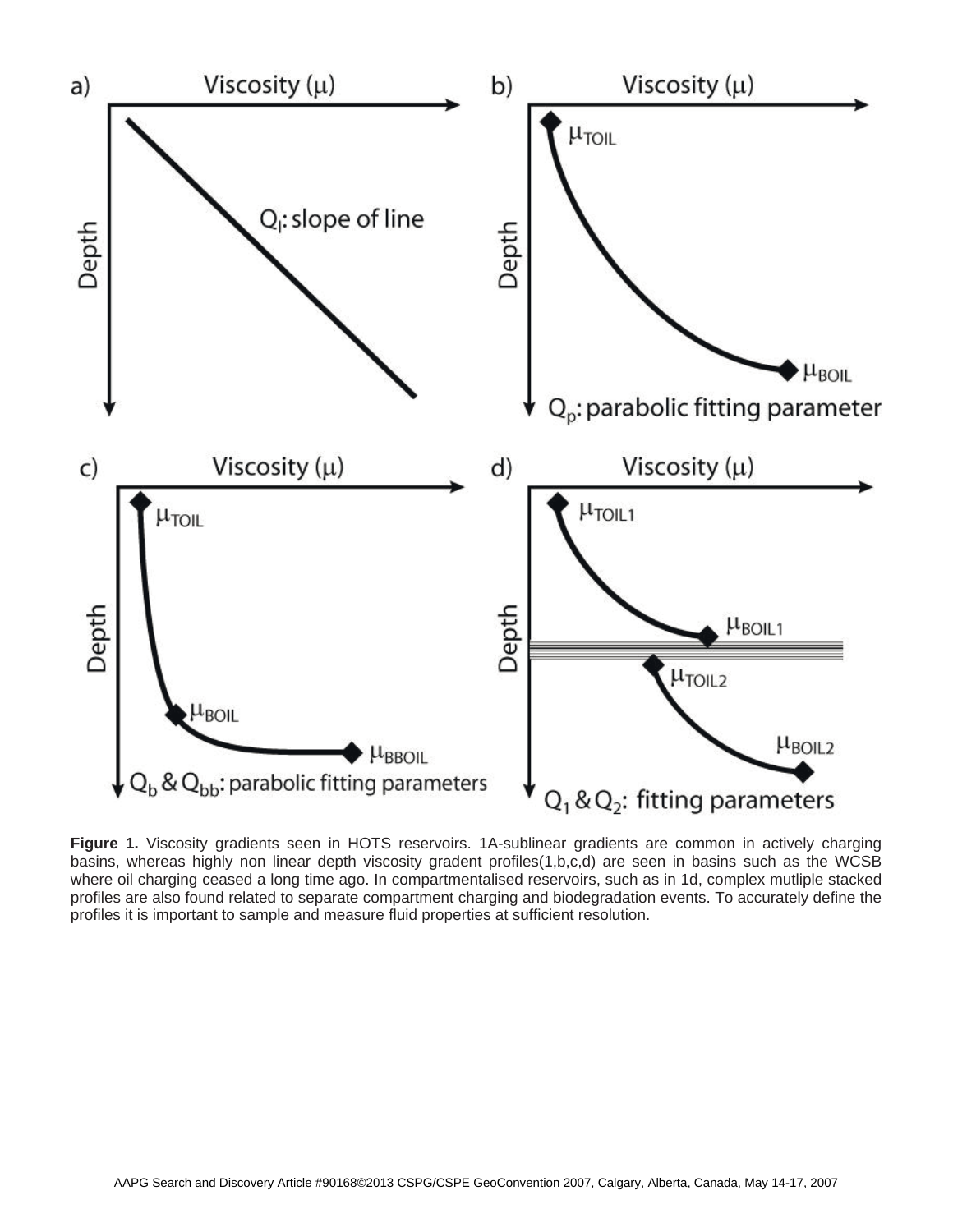a) Viscosity (μ)

Depth

$Q_l$: slope of line

b) Viscosity (μ)

$\mu_{TOIL}$

Depth

$\mu_{BOIL}$

$Q_p$: parabolic fitting parameter

c) Viscosity (μ)

$\mu_{TOIL}$

Depth

$\mu_{BOIL}$

$\mu_{BBOIL}$

$Q_b$ & $Q_{bb}$: parabolic fitting parameters

d) Viscosity (μ)

$\mu_{TOIL1}$

Depth

$\mu_{BOIL1}$

$\mu_{TOIL2}$

$\mu_{BOIL2}$

$Q_1$ & $Q_2$: fitting parameters

**Figure 1.** Viscosity gradients seen in HOTS reservoirs. 1A-sublinear gradients are common in actively charging basins, whereas highly non linear depth viscosity gradent profiles(1,b,c,d) are seen in basins such as the WCSB where oil charging ceased a long time ago. In compartmentalised reservoirs, such as in 1d, complex mutliple stacked profiles are also found related to separate compartment charging and biodegradation events. To accurately define the profiles it is important to sample and measure fluid properties at sufficient resolution.